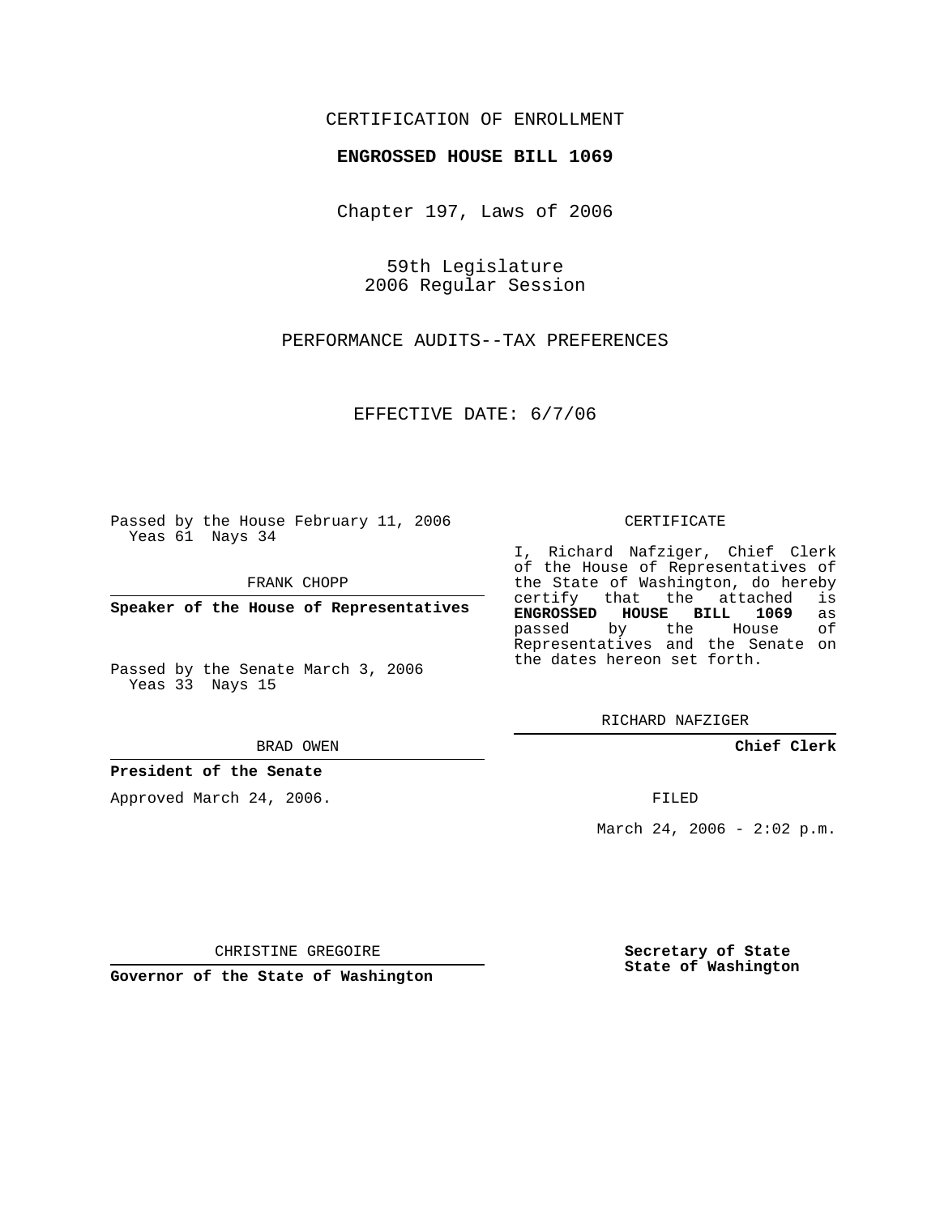CERTIFICATION OF ENROLLMENT

**ENGROSSED HOUSE BILL 1069**

Chapter 197, Laws of 2006

59th Legislature
2006 Regular Session

PERFORMANCE AUDITS--TAX PREFERENCES

EFFECTIVE DATE: 6/7/06

Passed by the House February 11, 2006
Yeas 61 Nays 34

FRANK CHOPP

**Speaker of the House of Representatives**

Passed by the Senate March 3, 2006
Yeas 33 Nays 15

BRAD OWEN

**President of the Senate**

Approved March 24, 2006.

CHRISTINE GREGOIRE

**Governor of the State of Washington**

CERTIFICATE

I, Richard Nafziger, Chief Clerk of the House of Representatives of the State of Washington, do hereby certify that the attached is **ENGROSSED HOUSE BILL 1069** as passed by the House of Representatives and the Senate on the dates hereon set forth.

RICHARD NAFZIGER

**Chief Clerk**

FILED

March 24, 2006 - 2:02 p.m.

**Secretary of State**
**State of Washington**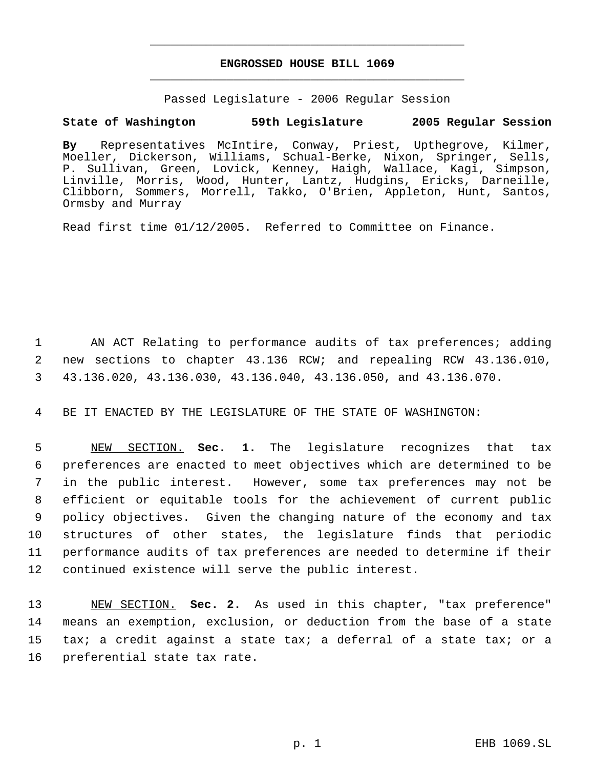# ENGROSSED HOUSE BILL 1069

Passed Legislature - 2006 Regular Session

**State of Washington 59th Legislature 2005 Regular Session**

**By** Representatives McIntire, Conway, Priest, Upthegrove, Kilmer, Moeller, Dickerson, Williams, Schual-Berke, Nixon, Springer, Sells, P. Sullivan, Green, Lovick, Kenney, Haigh, Wallace, Kagi, Simpson, Linville, Morris, Wood, Hunter, Lantz, Hudgins, Ericks, Darneille, Clibborn, Sommers, Morrell, Takko, O'Brien, Appleton, Hunt, Santos, Ormsby and Murray

Read first time 01/12/2005. Referred to Committee on Finance.

1 AN ACT Relating to performance audits of tax preferences; adding
2 new sections to chapter 43.136 RCW; and repealing RCW 43.136.010,
3 43.136.020, 43.136.030, 43.136.040, 43.136.050, and 43.136.070.

4 BE IT ENACTED BY THE LEGISLATURE OF THE STATE OF WASHINGTON:

5 NEW SECTION. **Sec. 1.** The legislature recognizes that tax
6 preferences are enacted to meet objectives which are determined to be
7 in the public interest. However, some tax preferences may not be
8 efficient or equitable tools for the achievement of current public
9 policy objectives. Given the changing nature of the economy and tax
10 structures of other states, the legislature finds that periodic
11 performance audits of tax preferences are needed to determine if their
12 continued existence will serve the public interest.

13 NEW SECTION. **Sec. 2.** As used in this chapter, "tax preference"
14 means an exemption, exclusion, or deduction from the base of a state
15 tax; a credit against a state tax; a deferral of a state tax; or a
16 preferential state tax rate.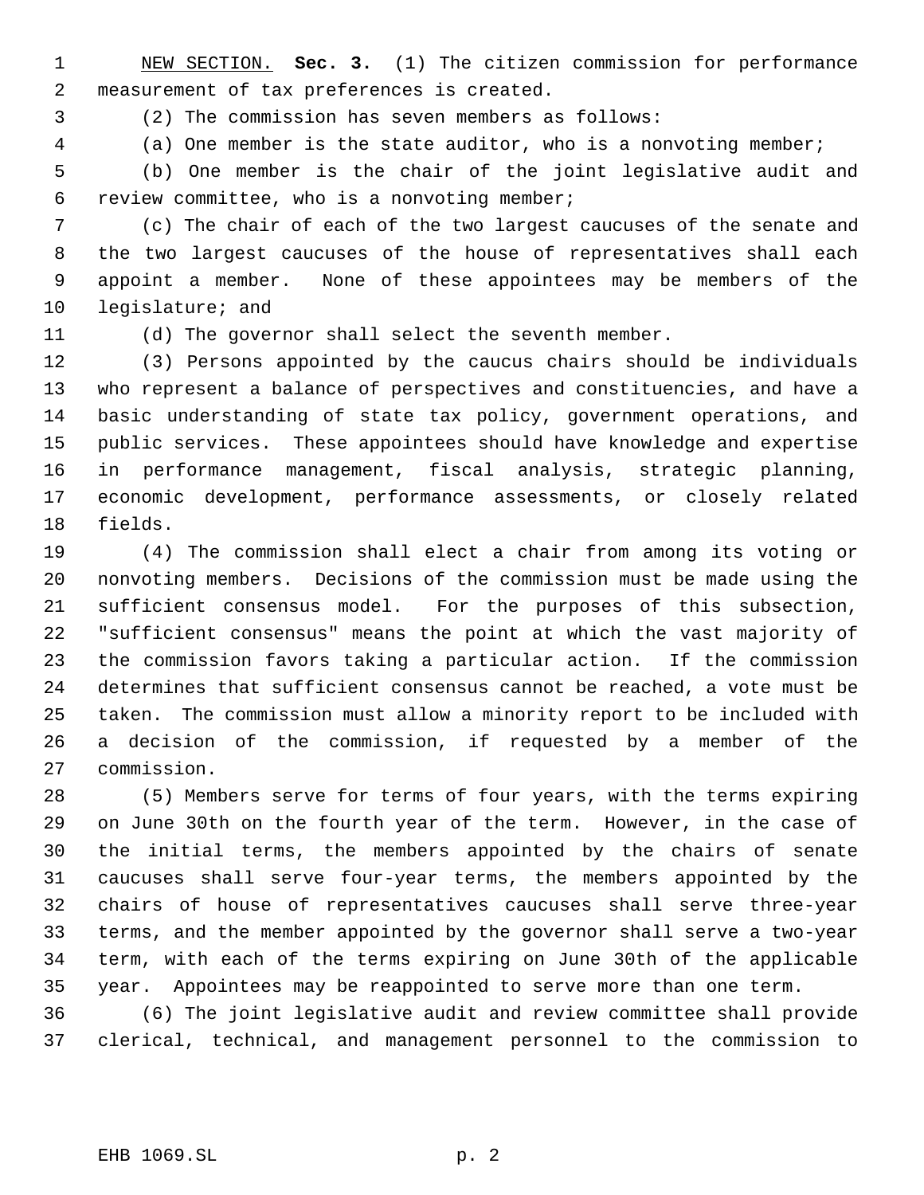NEW SECTION. **Sec. 3.** (1) The citizen commission for performance measurement of tax preferences is created.

(2) The commission has seven members as follows:

(a) One member is the state auditor, who is a nonvoting member;

(b) One member is the chair of the joint legislative audit and review committee, who is a nonvoting member;

(c) The chair of each of the two largest caucuses of the senate and the two largest caucuses of the house of representatives shall each appoint a member. None of these appointees may be members of the legislature; and

(d) The governor shall select the seventh member.

(3) Persons appointed by the caucus chairs should be individuals who represent a balance of perspectives and constituencies, and have a basic understanding of state tax policy, government operations, and public services. These appointees should have knowledge and expertise in performance management, fiscal analysis, strategic planning, economic development, performance assessments, or closely related fields.

(4) The commission shall elect a chair from among its voting or nonvoting members. Decisions of the commission must be made using the sufficient consensus model. For the purposes of this subsection, "sufficient consensus" means the point at which the vast majority of the commission favors taking a particular action. If the commission determines that sufficient consensus cannot be reached, a vote must be taken. The commission must allow a minority report to be included with a decision of the commission, if requested by a member of the commission.

(5) Members serve for terms of four years, with the terms expiring on June 30th on the fourth year of the term. However, in the case of the initial terms, the members appointed by the chairs of senate caucuses shall serve four-year terms, the members appointed by the chairs of house of representatives caucuses shall serve three-year terms, and the member appointed by the governor shall serve a two-year term, with each of the terms expiring on June 30th of the applicable year. Appointees may be reappointed to serve more than one term.

(6) The joint legislative audit and review committee shall provide clerical, technical, and management personnel to the commission to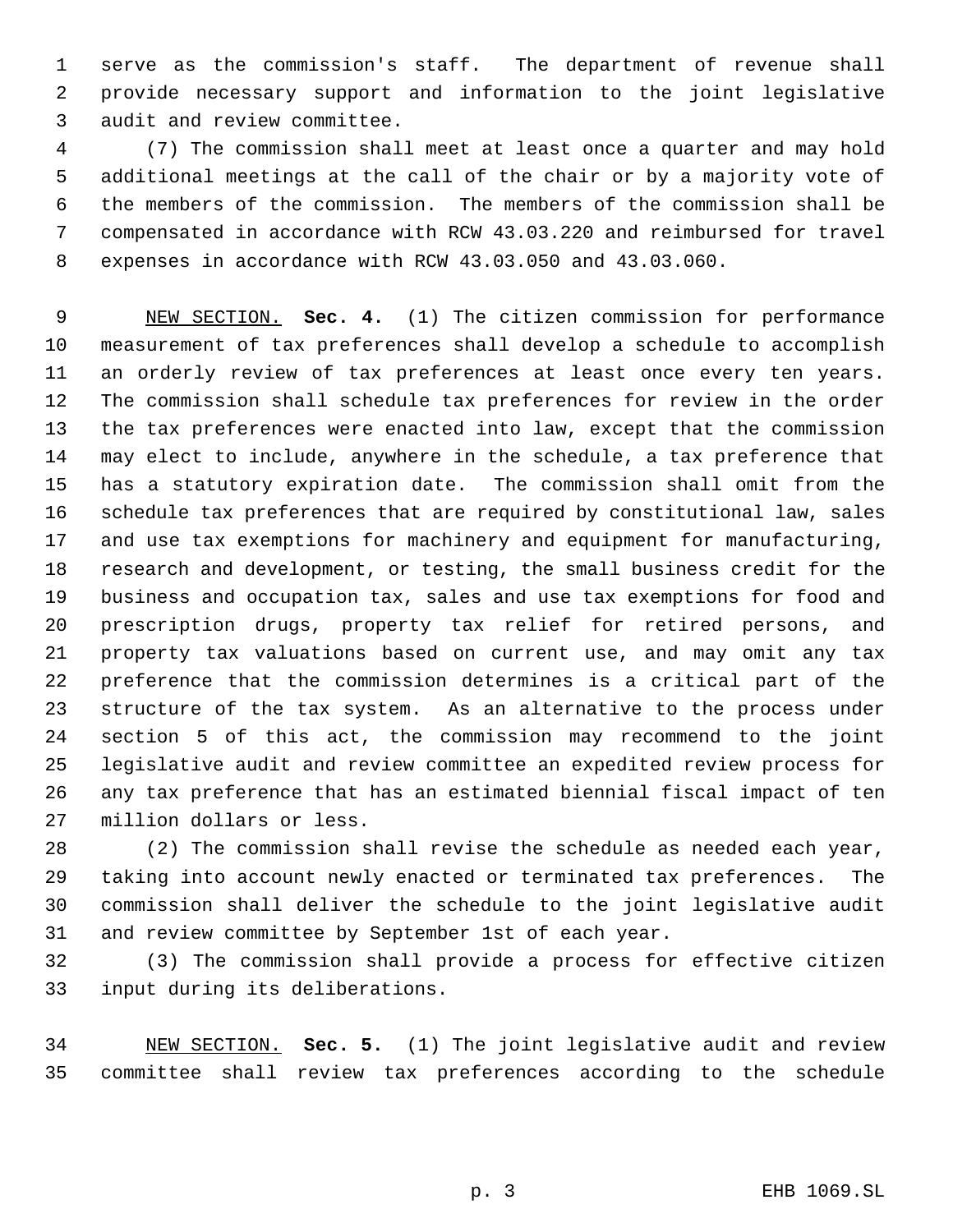serve as the commission's staff. The department of revenue shall provide necessary support and information to the joint legislative audit and review committee.

(7) The commission shall meet at least once a quarter and may hold additional meetings at the call of the chair or by a majority vote of the members of the commission. The members of the commission shall be compensated in accordance with RCW 43.03.220 and reimbursed for travel expenses in accordance with RCW 43.03.050 and 43.03.060.

NEW SECTION. **Sec. 4.** (1) The citizen commission for performance measurement of tax preferences shall develop a schedule to accomplish an orderly review of tax preferences at least once every ten years. The commission shall schedule tax preferences for review in the order the tax preferences were enacted into law, except that the commission may elect to include, anywhere in the schedule, a tax preference that has a statutory expiration date. The commission shall omit from the schedule tax preferences that are required by constitutional law, sales and use tax exemptions for machinery and equipment for manufacturing, research and development, or testing, the small business credit for the business and occupation tax, sales and use tax exemptions for food and prescription drugs, property tax relief for retired persons, and property tax valuations based on current use, and may omit any tax preference that the commission determines is a critical part of the structure of the tax system. As an alternative to the process under section 5 of this act, the commission may recommend to the joint legislative audit and review committee an expedited review process for any tax preference that has an estimated biennial fiscal impact of ten million dollars or less.

(2) The commission shall revise the schedule as needed each year, taking into account newly enacted or terminated tax preferences. The commission shall deliver the schedule to the joint legislative audit and review committee by September 1st of each year.

(3) The commission shall provide a process for effective citizen input during its deliberations.

NEW SECTION. **Sec. 5.** (1) The joint legislative audit and review committee shall review tax preferences according to the schedule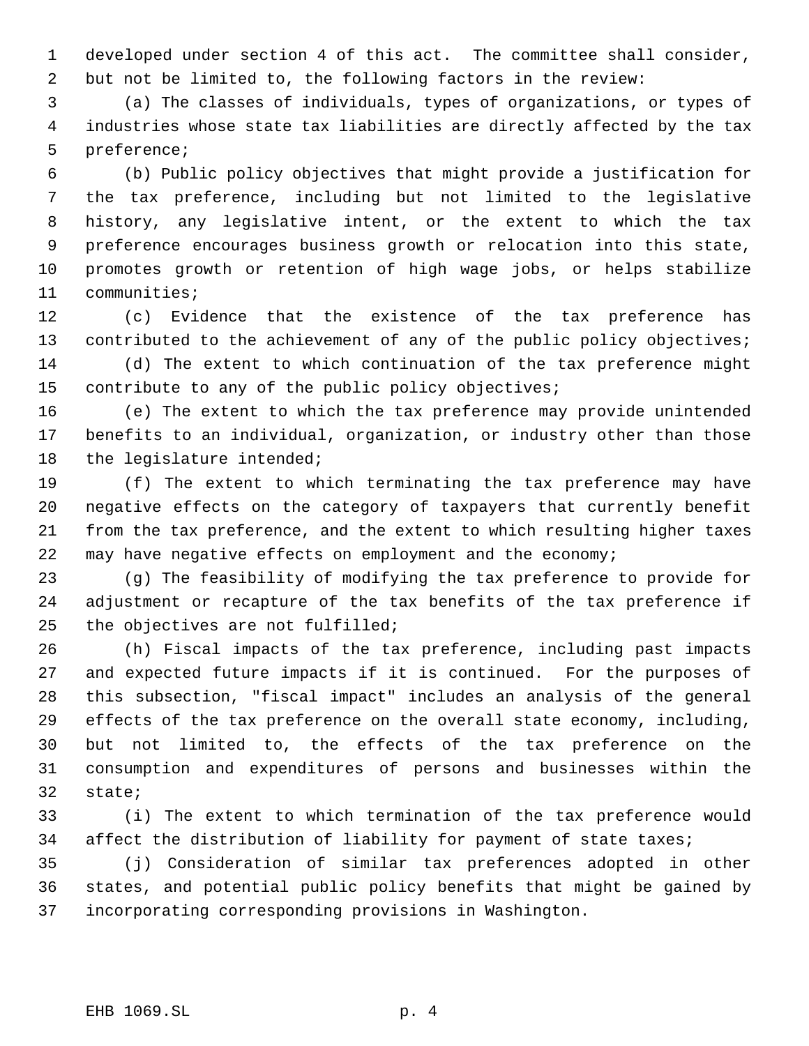developed under section 4 of this act. The committee shall consider, but not be limited to, the following factors in the review:

(a) The classes of individuals, types of organizations, or types of industries whose state tax liabilities are directly affected by the tax preference;

(b) Public policy objectives that might provide a justification for the tax preference, including but not limited to the legislative history, any legislative intent, or the extent to which the tax preference encourages business growth or relocation into this state, promotes growth or retention of high wage jobs, or helps stabilize communities;

(c) Evidence that the existence of the tax preference has contributed to the achievement of any of the public policy objectives;

(d) The extent to which continuation of the tax preference might contribute to any of the public policy objectives;

(e) The extent to which the tax preference may provide unintended benefits to an individual, organization, or industry other than those the legislature intended;

(f) The extent to which terminating the tax preference may have negative effects on the category of taxpayers that currently benefit from the tax preference, and the extent to which resulting higher taxes may have negative effects on employment and the economy;

(g) The feasibility of modifying the tax preference to provide for adjustment or recapture of the tax benefits of the tax preference if the objectives are not fulfilled;

(h) Fiscal impacts of the tax preference, including past impacts and expected future impacts if it is continued. For the purposes of this subsection, "fiscal impact" includes an analysis of the general effects of the tax preference on the overall state economy, including, but not limited to, the effects of the tax preference on the consumption and expenditures of persons and businesses within the state;

(i) The extent to which termination of the tax preference would affect the distribution of liability for payment of state taxes;

(j) Consideration of similar tax preferences adopted in other states, and potential public policy benefits that might be gained by incorporating corresponding provisions in Washington.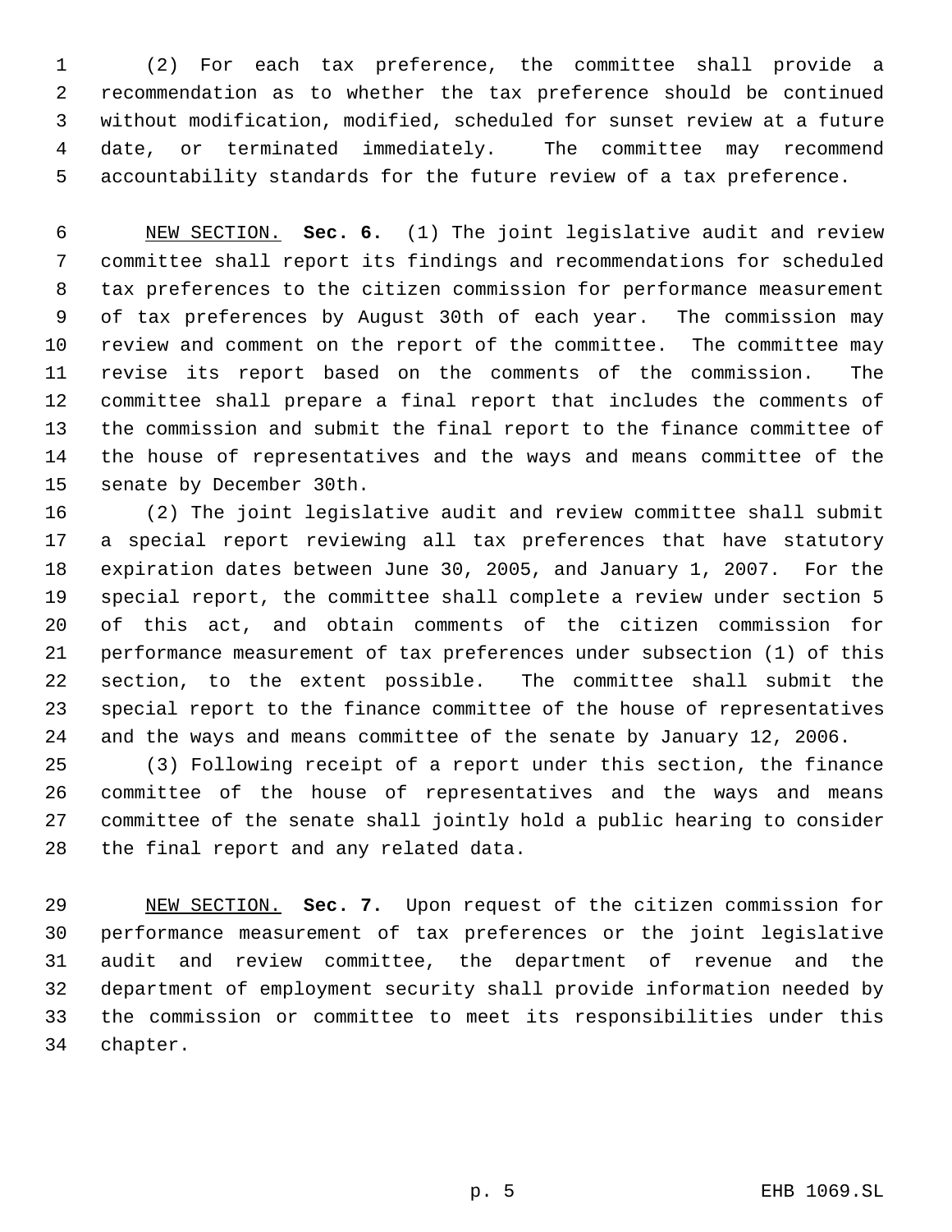(2) For each tax preference, the committee shall provide a recommendation as to whether the tax preference should be continued without modification, modified, scheduled for sunset review at a future date, or terminated immediately. The committee may recommend accountability standards for the future review of a tax preference.

NEW SECTION. **Sec. 6.** (1) The joint legislative audit and review committee shall report its findings and recommendations for scheduled tax preferences to the citizen commission for performance measurement of tax preferences by August 30th of each year. The commission may review and comment on the report of the committee. The committee may revise its report based on the comments of the commission. The committee shall prepare a final report that includes the comments of the commission and submit the final report to the finance committee of the house of representatives and the ways and means committee of the senate by December 30th.

(2) The joint legislative audit and review committee shall submit a special report reviewing all tax preferences that have statutory expiration dates between June 30, 2005, and January 1, 2007. For the special report, the committee shall complete a review under section 5 of this act, and obtain comments of the citizen commission for performance measurement of tax preferences under subsection (1) of this section, to the extent possible. The committee shall submit the special report to the finance committee of the house of representatives and the ways and means committee of the senate by January 12, 2006.

(3) Following receipt of a report under this section, the finance committee of the house of representatives and the ways and means committee of the senate shall jointly hold a public hearing to consider the final report and any related data.

NEW SECTION. **Sec. 7.** Upon request of the citizen commission for performance measurement of tax preferences or the joint legislative audit and review committee, the department of revenue and the department of employment security shall provide information needed by the commission or committee to meet its responsibilities under this chapter.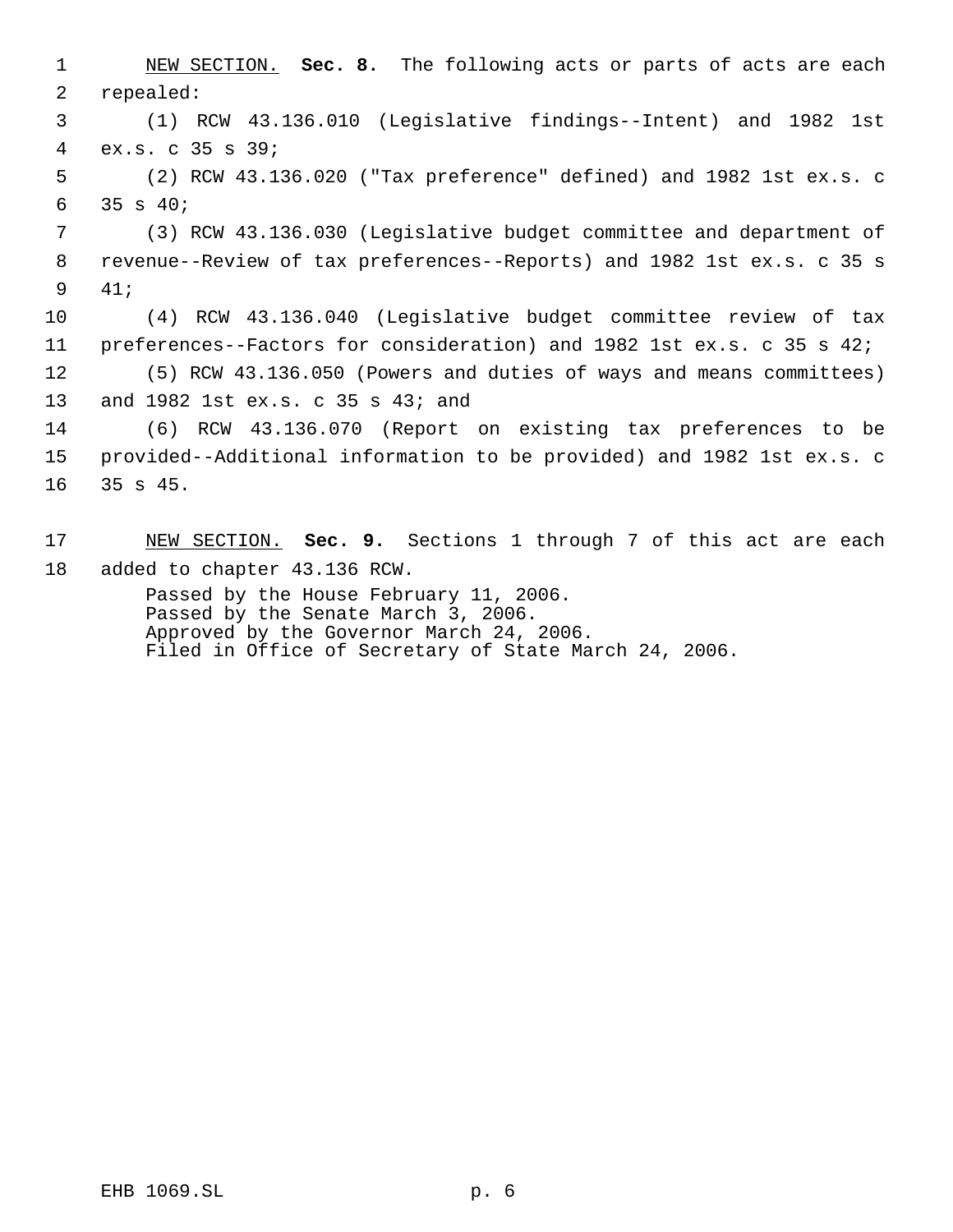NEW SECTION. **Sec. 8.** The following acts or parts of acts are each repealed:

(1) RCW 43.136.010 (Legislative findings--Intent) and 1982 1st ex.s. c 35 s 39;

(2) RCW 43.136.020 ("Tax preference" defined) and 1982 1st ex.s. c 35 s 40;

(3) RCW 43.136.030 (Legislative budget committee and department of revenue--Review of tax preferences--Reports) and 1982 1st ex.s. c 35 s 41;

(4) RCW 43.136.040 (Legislative budget committee review of tax preferences--Factors for consideration) and 1982 1st ex.s. c 35 s 42;

(5) RCW 43.136.050 (Powers and duties of ways and means committees) and 1982 1st ex.s. c 35 s 43; and

(6) RCW 43.136.070 (Report on existing tax preferences to be provided--Additional information to be provided) and 1982 1st ex.s. c 35 s 45.

NEW SECTION. **Sec. 9.** Sections 1 through 7 of this act are each added to chapter 43.136 RCW.

Passed by the House February 11, 2006.
Passed by the Senate March 3, 2006.
Approved by the Governor March 24, 2006.
Filed in Office of Secretary of State March 24, 2006.